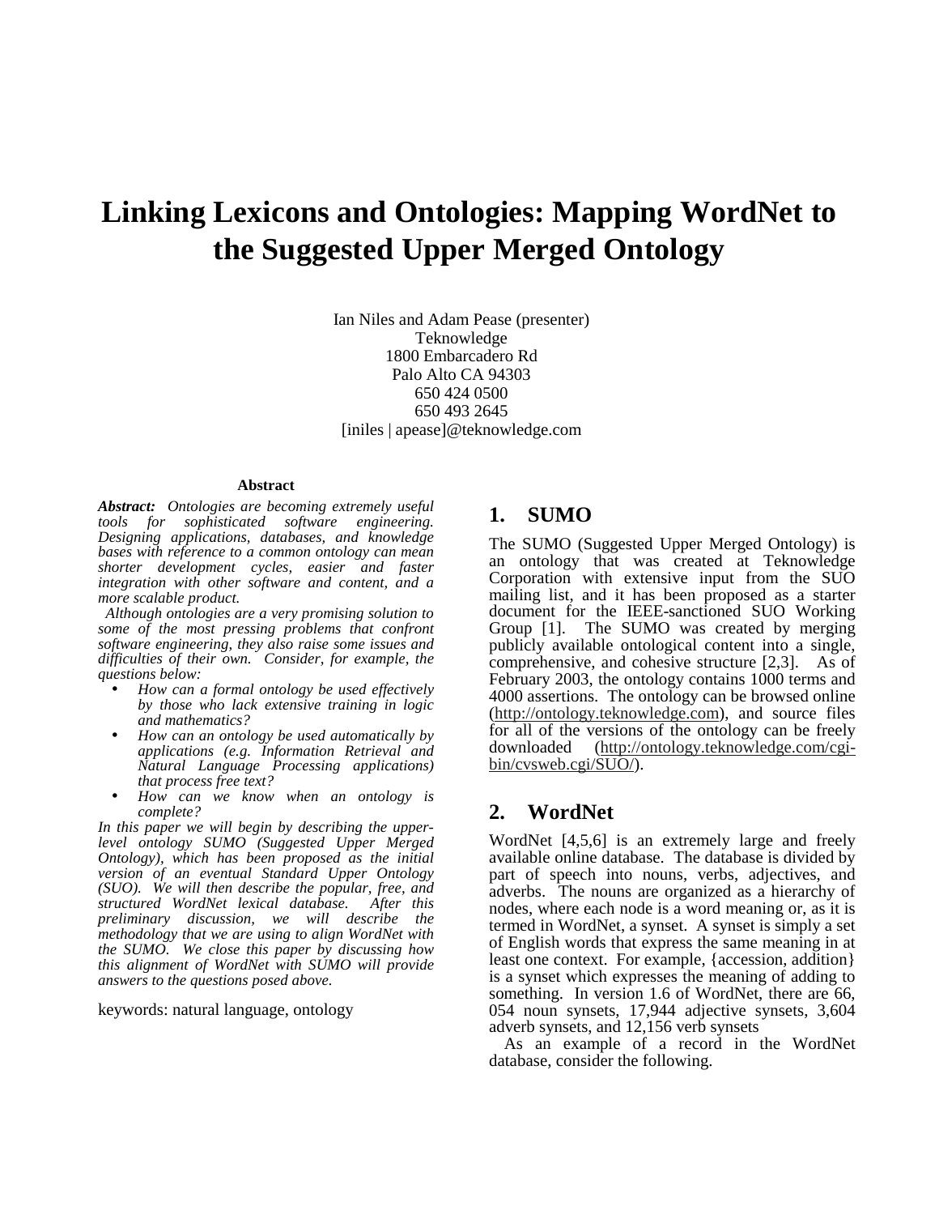# Linking Lexicons and Ontologies: Mapping WordNet to the Suggested Upper Merged Ontology

Ian Niles and Adam Pease (presenter)
Teknowledge
1800 Embarcadero Rd
Palo Alto CA 94303
650 424 0500
650 493 2645
[iniles | apease]@teknowledge.com

### Abstract

***Abstract:*** *Ontologies are becoming extremely useful tools for sophisticated software engineering. Designing applications, databases, and knowledge bases with reference to a common ontology can mean shorter development cycles, easier and faster integration with other software and content, and a more scalable product.*

*Although ontologies are a very promising solution to some of the most pressing problems that confront software engineering, they also raise some issues and difficulties of their own. Consider, for example, the questions below:*

- *How can a formal ontology be used effectively by those who lack extensive training in logic and mathematics?*
- *How can an ontology be used automatically by applications (e.g. Information Retrieval and Natural Language Processing applications) that process free text?*
- *How can we know when an ontology is complete?*

*In this paper we will begin by describing the upper-level ontology SUMO (Suggested Upper Merged Ontology), which has been proposed as the initial version of an eventual Standard Upper Ontology (SUO). We will then describe the popular, free, and structured WordNet lexical database. After this preliminary discussion, we will describe the methodology that we are using to align WordNet with the SUMO. We close this paper by discussing how this alignment of WordNet with SUMO will provide answers to the questions posed above.*

keywords: natural language, ontology

## 1. SUMO

The SUMO (Suggested Upper Merged Ontology) is an ontology that was created at Teknowledge Corporation with extensive input from the SUO mailing list, and it has been proposed as a starter document for the IEEE-sanctioned SUO Working Group [1]. The SUMO was created by merging publicly available ontological content into a single, comprehensive, and cohesive structure [2,3]. As of February 2003, the ontology contains 1000 terms and 4000 assertions. The ontology can be browsed online (http://ontology.teknowledge.com), and source files for all of the versions of the ontology can be freely downloaded (http://ontology.teknowledge.com/cgi-bin/cvsweb.cgi/SUO/).

## 2. WordNet

WordNet [4,5,6] is an extremely large and freely available online database. The database is divided by part of speech into nouns, verbs, adjectives, and adverbs. The nouns are organized as a hierarchy of nodes, where each node is a word meaning or, as it is termed in WordNet, a synset. A synset is simply a set of English words that express the same meaning in at least one context. For example, {accession, addition} is a synset which expresses the meaning of adding to something. In version 1.6 of WordNet, there are 66, 054 noun synsets, 17,944 adjective synsets, 3,604 adverb synsets, and 12,156 verb synsets

As an example of a record in the WordNet database, consider the following.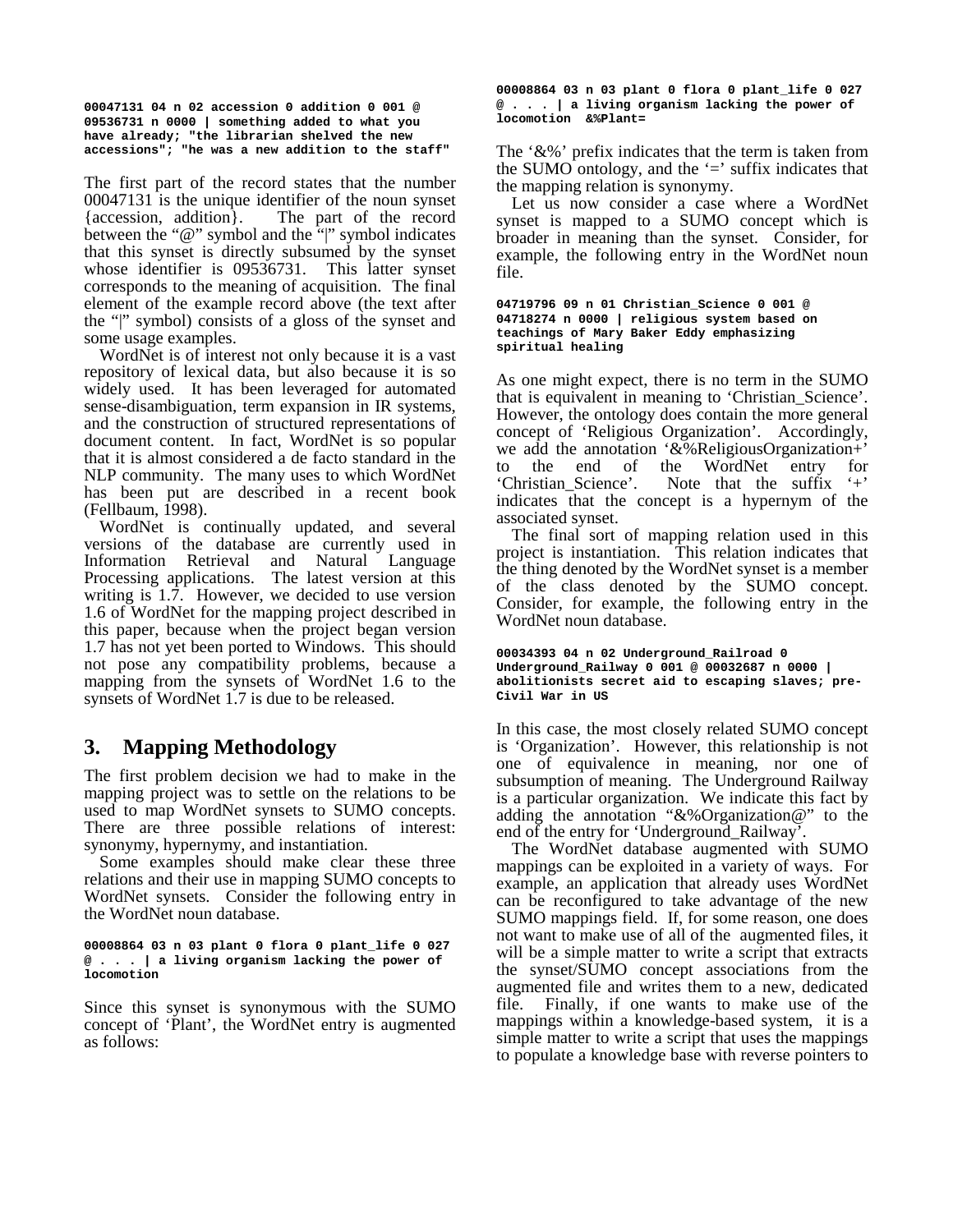```
00047131 04 n 02 accession 0 addition 0 001 @
09536731 n 0000 | something added to what you
have already; "the librarian shelved the new
accessions"; "he was a new addition to the staff"
```

The first part of the record states that the number 00047131 is the unique identifier of the noun synset {accession, addition}. The part of the record between the "@" symbol and the "|" symbol indicates that this synset is directly subsumed by the synset whose identifier is 09536731. This latter synset corresponds to the meaning of acquisition. The final element of the example record above (the text after the "|" symbol) consists of a gloss of the synset and some usage examples.

WordNet is of interest not only because it is a vast repository of lexical data, but also because it is so widely used. It has been leveraged for automated sense-disambiguation, term expansion in IR systems, and the construction of structured representations of document content. In fact, WordNet is so popular that it is almost considered a de facto standard in the NLP community. The many uses to which WordNet has been put are described in a recent book (Fellbaum, 1998).

WordNet is continually updated, and several versions of the database are currently used in Information Retrieval and Natural Language Processing applications. The latest version at this writing is 1.7. However, we decided to use version 1.6 of WordNet for the mapping project described in this paper, because when the project began version 1.7 has not yet been ported to Windows. This should not pose any compatibility problems, because a mapping from the synsets of WordNet 1.6 to the synsets of WordNet 1.7 is due to be released.

## 3. Mapping Methodology

The first problem decision we had to make in the mapping project was to settle on the relations to be used to map WordNet synsets to SUMO concepts. There are three possible relations of interest: synonymy, hypernymy, and instantiation.

Some examples should make clear these three relations and their use in mapping SUMO concepts to WordNet synsets. Consider the following entry in the WordNet noun database.

```
00008864 03 n 03 plant 0 flora 0 plant_life 0 027
@ . . . | a living organism lacking the power of
locomotion
```

Since this synset is synonymous with the SUMO concept of 'Plant', the WordNet entry is augmented as follows:

```
00008864 03 n 03 plant 0 flora 0 plant_life 0 027
@ . . . | a living organism lacking the power of
locomotion  &%Plant=
```

The '&%' prefix indicates that the term is taken from the SUMO ontology, and the '=' suffix indicates that the mapping relation is synonymy.

Let us now consider a case where a WordNet synset is mapped to a SUMO concept which is broader in meaning than the synset. Consider, for example, the following entry in the WordNet noun file.

```
04719796 09 n 01 Christian_Science 0 001 @
04718274 n 0000 | religious system based on
teachings of Mary Baker Eddy emphasizing
spiritual healing
```

As one might expect, there is no term in the SUMO that is equivalent in meaning to 'Christian_Science'. However, the ontology does contain the more general concept of 'Religious Organization'. Accordingly, we add the annotation '&%ReligiousOrganization+' to the end of the WordNet entry for 'Christian_Science'. Note that the suffix '+' indicates that the concept is a hypernym of the associated synset.

The final sort of mapping relation used in this project is instantiation. This relation indicates that the thing denoted by the WordNet synset is a member of the class denoted by the SUMO concept. Consider, for example, the following entry in the WordNet noun database.

```
00034393 04 n 02 Underground_Railroad 0
Underground_Railway 0 001 @ 00032687 n 0000 |
abolitionists secret aid to escaping slaves; pre-
Civil War in US
```

In this case, the most closely related SUMO concept is 'Organization'. However, this relationship is not one of equivalence in meaning, nor one of subsumption of meaning. The Underground Railway is a particular organization. We indicate this fact by adding the annotation "&%Organization@" to the end of the entry for 'Underground_Railway'.

The WordNet database augmented with SUMO mappings can be exploited in a variety of ways. For example, an application that already uses WordNet can be reconfigured to take advantage of the new SUMO mappings field. If, for some reason, one does not want to make use of all of the augmented files, it will be a simple matter to write a script that extracts the synset/SUMO concept associations from the augmented file and writes them to a new, dedicated file. Finally, if one wants to make use of the mappings within a knowledge-based system, it is a simple matter to write a script that uses the mappings to populate a knowledge base with reverse pointers to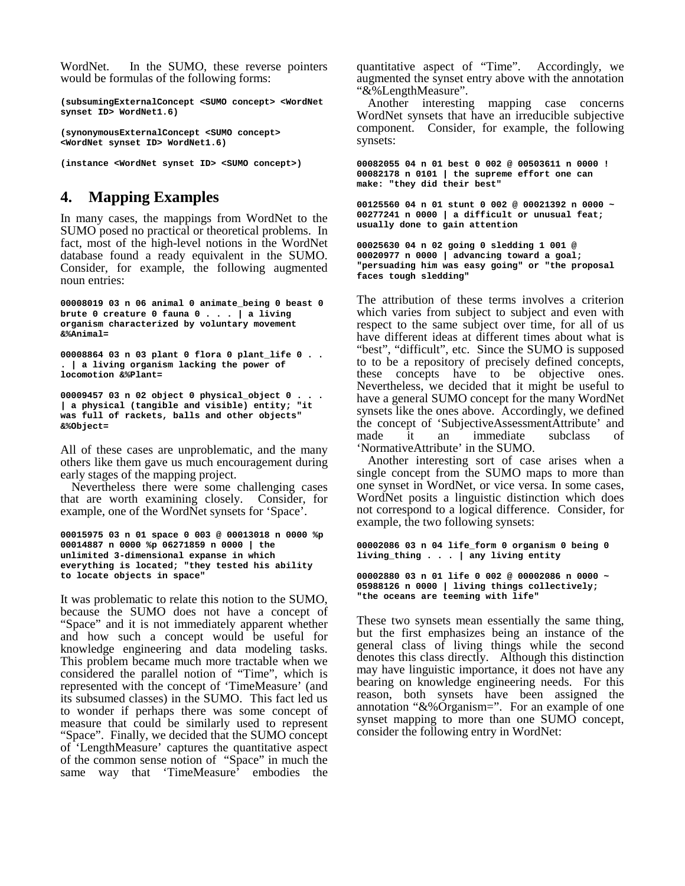WordNet. In the SUMO, these reverse pointers would be formulas of the following forms:

```
(subsumingExternalConcept <SUMO concept> <WordNet synset ID> WordNet1.6)

(synonymousExternalConcept <SUMO concept> <WordNet synset ID> WordNet1.6)

(instance <WordNet synset ID> <SUMO concept>)
```

## 4. Mapping Examples

In many cases, the mappings from WordNet to the SUMO posed no practical or theoretical problems. In fact, most of the high-level notions in the WordNet database found a ready equivalent in the SUMO. Consider, for example, the following augmented noun entries:

```
00008019 03 n 06 animal 0 animate_being 0 beast 0 brute 0 creature 0 fauna 0 . . . | a living organism characterized by voluntary movement &%Animal=

00008864 03 n 03 plant 0 flora 0 plant_life 0 . . . | a living organism lacking the power of locomotion &%Plant=

00009457 03 n 02 object 0 physical_object 0 . . . | a physical (tangible and visible) entity; "it was full of rackets, balls and other objects" &%Object=
```

All of these cases are unproblematic, and the many others like them gave us much encouragement during early stages of the mapping project.

Nevertheless there were some challenging cases that are worth examining closely. Consider, for example, one of the WordNet synsets for 'Space'.

```
00015975 03 n 01 space 0 003 @ 00013018 n 0000 %p 00014887 n 0000 %p 06271859 n 0000 | the unlimited 3-dimensional expanse in which everything is located; "they tested his ability to locate objects in space"
```

It was problematic to relate this notion to the SUMO, because the SUMO does not have a concept of "Space" and it is not immediately apparent whether and how such a concept would be useful for knowledge engineering and data modeling tasks. This problem became much more tractable when we considered the parallel notion of "Time", which is represented with the concept of 'TimeMeasure' (and its subsumed classes) in the SUMO. This fact led us to wonder if perhaps there was some concept of measure that could be similarly used to represent "Space". Finally, we decided that the SUMO concept of 'LengthMeasure' captures the quantitative aspect of the common sense notion of "Space" in much the same way that 'TimeMeasure' embodies the quantitative aspect of "Time". Accordingly, we augmented the synset entry above with the annotation "&%LengthMeasure".

Another interesting mapping case concerns WordNet synsets that have an irreducible subjective component. Consider, for example, the following synsets:

```
00082055 04 n 01 best 0 002 @ 00503611 n 0000 ! 00082178 n 0101 | the supreme effort one can make: "they did their best"

00125560 04 n 01 stunt 0 002 @ 00021392 n 0000 ~ 00277241 n 0000 | a difficult or unusual feat; usually done to gain attention

00025630 04 n 02 going 0 sledding 1 001 @ 00020977 n 0000 | advancing toward a goal; "persuading him was easy going" or "the proposal faces tough sledding"
```

The attribution of these terms involves a criterion which varies from subject to subject and even with respect to the same subject over time, for all of us have different ideas at different times about what is "best", "difficult", etc. Since the SUMO is supposed to to be a repository of precisely defined concepts, these concepts have to be objective ones. Nevertheless, we decided that it might be useful to have a general SUMO concept for the many WordNet synsets like the ones above. Accordingly, we defined the concept of 'SubjectiveAssessmentAttribute' and made it an immediate subclass of 'NormativeAttribute' in the SUMO.

Another interesting sort of case arises when a single concept from the SUMO maps to more than one synset in WordNet, or vice versa. In some cases, WordNet posits a linguistic distinction which does not correspond to a logical difference. Consider, for example, the two following synsets:

```
00002086 03 n 04 life_form 0 organism 0 being 0 living_thing . . . | any living entity

00002880 03 n 01 life 0 002 @ 00002086 n 0000 ~ 05988126 n 0000 | living things collectively; "the oceans are teeming with life"
```

These two synsets mean essentially the same thing, but the first emphasizes being an instance of the general class of living things while the second denotes this class directly. Although this distinction may have linguistic importance, it does not have any bearing on knowledge engineering needs. For this reason, both synsets have been assigned the annotation "&%Organism=". For an example of one synset mapping to more than one SUMO concept, consider the following entry in WordNet: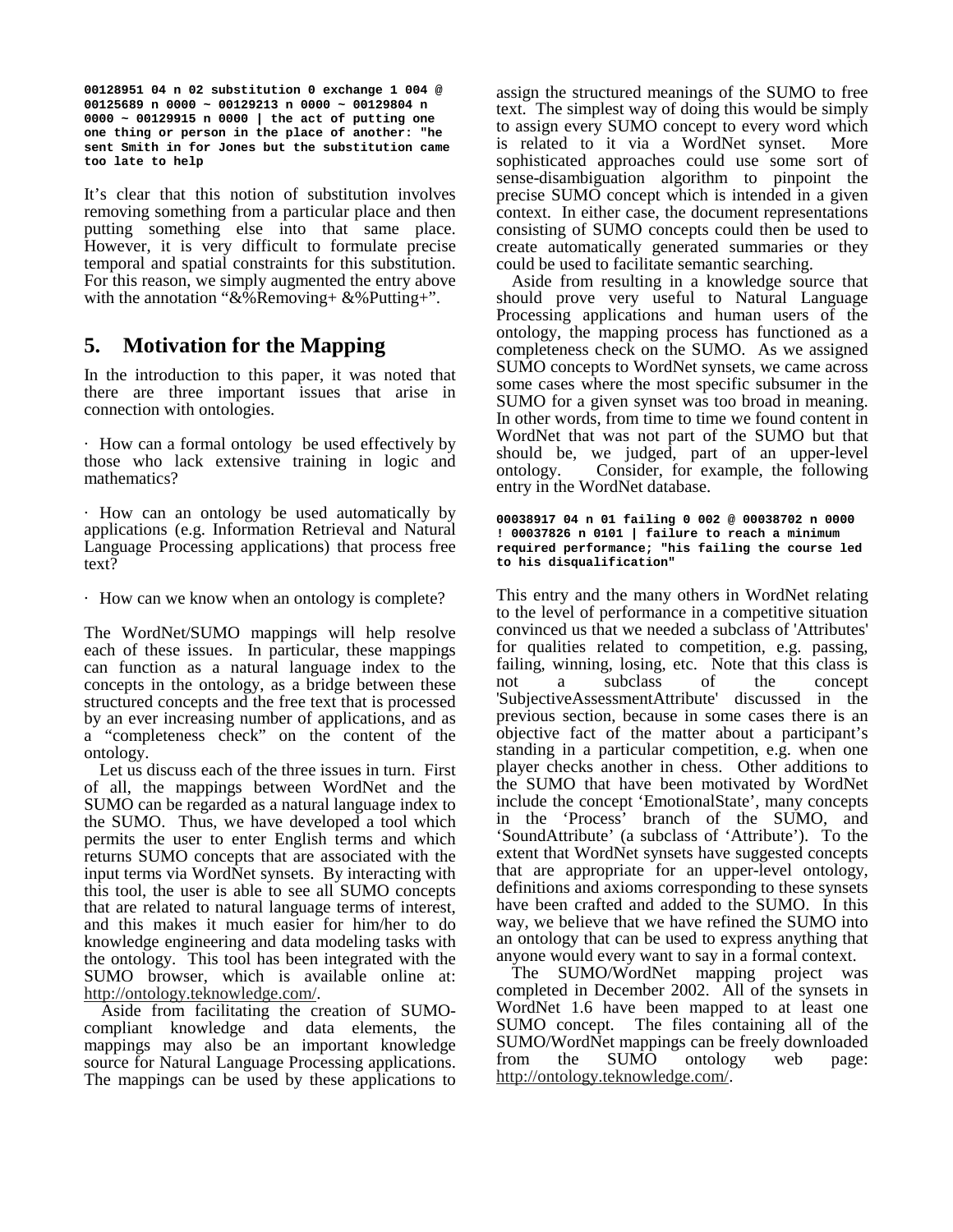```
00128951 04 n 02 substitution 0 exchange 1 004 @
00125689 n 0000 ~ 00129213 n 0000 ~ 00129804 n
0000 ~ 00129915 n 0000 | the act of putting one
one thing or person in the place of another: "he
sent Smith in for Jones but the substitution came
too late to help
```

It's clear that this notion of substitution involves removing something from a particular place and then putting something else into that same place. However, it is very difficult to formulate precise temporal and spatial constraints for this substitution. For this reason, we simply augmented the entry above with the annotation "&%Removing+ &%Putting+".

## 5. Motivation for the Mapping

In the introduction to this paper, it was noted that there are three important issues that arise in connection with ontologies.

· How can a formal ontology be used effectively by those who lack extensive training in logic and mathematics?

· How can an ontology be used automatically by applications (e.g. Information Retrieval and Natural Language Processing applications) that process free text?

· How can we know when an ontology is complete?

The WordNet/SUMO mappings will help resolve each of these issues. In particular, these mappings can function as a natural language index to the concepts in the ontology, as a bridge between these structured concepts and the free text that is processed by an ever increasing number of applications, and as a "completeness check" on the content of the ontology.

Let us discuss each of the three issues in turn. First of all, the mappings between WordNet and the SUMO can be regarded as a natural language index to the SUMO. Thus, we have developed a tool which permits the user to enter English terms and which returns SUMO concepts that are associated with the input terms via WordNet synsets. By interacting with this tool, the user is able to see all SUMO concepts that are related to natural language terms of interest, and this makes it much easier for him/her to do knowledge engineering and data modeling tasks with the ontology. This tool has been integrated with the SUMO browser, which is available online at: http://ontology.teknowledge.com/.

Aside from facilitating the creation of SUMO-compliant knowledge and data elements, the mappings may also be an important knowledge source for Natural Language Processing applications. The mappings can be used by these applications to assign the structured meanings of the SUMO to free text. The simplest way of doing this would be simply to assign every SUMO concept to every word which is related to it via a WordNet synset. More sophisticated approaches could use some sort of sense-disambiguation algorithm to pinpoint the precise SUMO concept which is intended in a given context. In either case, the document representations consisting of SUMO concepts could then be used to create automatically generated summaries or they could be used to facilitate semantic searching.

Aside from resulting in a knowledge source that should prove very useful to Natural Language Processing applications and human users of the ontology, the mapping process has functioned as a completeness check on the SUMO. As we assigned SUMO concepts to WordNet synsets, we came across some cases where the most specific subsumer in the SUMO for a given synset was too broad in meaning. In other words, from time to time we found content in WordNet that was not part of the SUMO but that should be, we judged, part of an upper-level ontology. Consider, for example, the following entry in the WordNet database.

```
00038917 04 n 01 failing 0 002 @ 00038702 n 0000
! 00037826 n 0101 | failure to reach a minimum
required performance; "his failing the course led
to his disqualification"
```

This entry and the many others in WordNet relating to the level of performance in a competitive situation convinced us that we needed a subclass of 'Attributes' for qualities related to competition, e.g. passing, failing, winning, losing, etc. Note that this class is not a subclass of the concept 'SubjectiveAssessmentAttribute' discussed in the previous section, because in some cases there is an objective fact of the matter about a participant's standing in a particular competition, e.g. when one player checks another in chess. Other additions to the SUMO that have been motivated by WordNet include the concept 'EmotionalState', many concepts in the 'Process' branch of the SUMO, and 'SoundAttribute' (a subclass of 'Attribute'). To the extent that WordNet synsets have suggested concepts that are appropriate for an upper-level ontology, definitions and axioms corresponding to these synsets have been crafted and added to the SUMO. In this way, we believe that we have refined the SUMO into an ontology that can be used to express anything that anyone would every want to say in a formal context.

The SUMO/WordNet mapping project was completed in December 2002. All of the synsets in WordNet 1.6 have been mapped to at least one SUMO concept. The files containing all of the SUMO/WordNet mappings can be freely downloaded from the SUMO ontology web page: http://ontology.teknowledge.com/.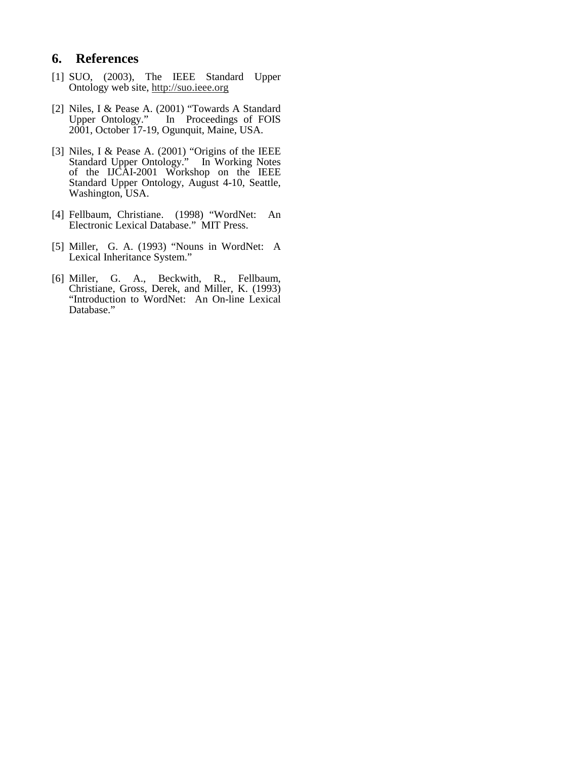## 6. References

[1] SUO, (2003), The IEEE Standard Upper Ontology web site, http://suo.ieee.org

[2] Niles, I & Pease A. (2001) “Towards A Standard Upper Ontology.” In Proceedings of FOIS 2001, October 17-19, Ogunquit, Maine, USA.

[3] Niles, I & Pease A. (2001) “Origins of the IEEE Standard Upper Ontology.” In Working Notes of the IJCAI-2001 Workshop on the IEEE Standard Upper Ontology, August 4-10, Seattle, Washington, USA.

[4] Fellbaum, Christiane. (1998) “WordNet: An Electronic Lexical Database.” MIT Press.

[5] Miller, G. A. (1993) “Nouns in WordNet: A Lexical Inheritance System.”

[6] Miller, G. A., Beckwith, R., Fellbaum, Christiane, Gross, Derek, and Miller, K. (1993) “Introduction to WordNet: An On-line Lexical Database.”